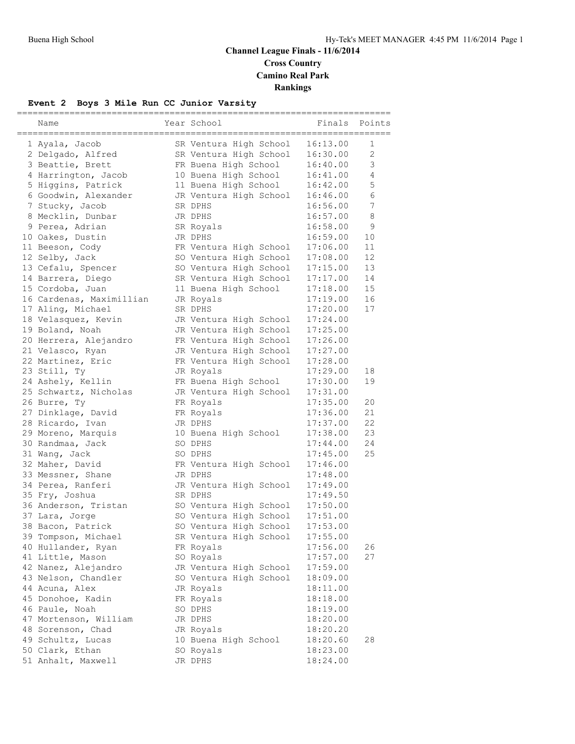## Channel League Finals - 11/6/2014

### Cross Country

### Camino Real Park

### Rankings

**Event 2 Boys 3 Mile Run CC Junior Varsity**

| | Name | Year | School | Finals | Points |
|---|---|---|---|---|---|
| 1 | Ayala, Jacob | SR | Ventura High School | 16:13.00 | 1 |
| 2 | Delgado, Alfred | SR | Ventura High School | 16:30.00 | 2 |
| 3 | Beattie, Brett | FR | Buena High School | 16:40.00 | 3 |
| 4 | Harrington, Jacob | 10 | Buena High School | 16:41.00 | 4 |
| 5 | Higgins, Patrick | 11 | Buena High School | 16:42.00 | 5 |
| 6 | Goodwin, Alexander | JR | Ventura High School | 16:46.00 | 6 |
| 7 | Stucky, Jacob | SR | DPHS | 16:56.00 | 7 |
| 8 | Mecklin, Dunbar | JR | DPHS | 16:57.00 | 8 |
| 9 | Perea, Adrian | SR | Royals | 16:58.00 | 9 |
| 10 | Oakes, Dustin | JR | DPHS | 16:59.00 | 10 |
| 11 | Beeson, Cody | FR | Ventura High School | 17:06.00 | 11 |
| 12 | Selby, Jack | SO | Ventura High School | 17:08.00 | 12 |
| 13 | Cefalu, Spencer | SO | Ventura High School | 17:15.00 | 13 |
| 14 | Barrera, Diego | SR | Ventura High School | 17:17.00 | 14 |
| 15 | Cordoba, Juan | 11 | Buena High School | 17:18.00 | 15 |
| 16 | Cardenas, Maximillian | JR | Royals | 17:19.00 | 16 |
| 17 | Aling, Michael | SR | DPHS | 17:20.00 | 17 |
| 18 | Velasquez, Kevin | JR | Ventura High School | 17:24.00 | |
| 19 | Boland, Noah | JR | Ventura High School | 17:25.00 | |
| 20 | Herrera, Alejandro | FR | Ventura High School | 17:26.00 | |
| 21 | Velasco, Ryan | JR | Ventura High School | 17:27.00 | |
| 22 | Martinez, Eric | FR | Ventura High School | 17:28.00 | |
| 23 | Still, Ty | JR | Royals | 17:29.00 | 18 |
| 24 | Ashely, Kellin | FR | Buena High School | 17:30.00 | 19 |
| 25 | Schwartz, Nicholas | JR | Ventura High School | 17:31.00 | |
| 26 | Burre, Ty | FR | Royals | 17:35.00 | 20 |
| 27 | Dinklage, David | FR | Royals | 17:36.00 | 21 |
| 28 | Ricardo, Ivan | JR | DPHS | 17:37.00 | 22 |
| 29 | Moreno, Marquis | 10 | Buena High School | 17:38.00 | 23 |
| 30 | Randmaa, Jack | SO | DPHS | 17:44.00 | 24 |
| 31 | Wang, Jack | SO | DPHS | 17:45.00 | 25 |
| 32 | Maher, David | FR | Ventura High School | 17:46.00 | |
| 33 | Messner, Shane | JR | DPHS | 17:48.00 | |
| 34 | Perea, Ranferi | JR | Ventura High School | 17:49.00 | |
| 35 | Fry, Joshua | SR | DPHS | 17:49.50 | |
| 36 | Anderson, Tristan | SO | Ventura High School | 17:50.00 | |
| 37 | Lara, Jorge | SO | Ventura High School | 17:51.00 | |
| 38 | Bacon, Patrick | SO | Ventura High School | 17:53.00 | |
| 39 | Tompson, Michael | SR | Ventura High School | 17:55.00 | |
| 40 | Hullander, Ryan | FR | Royals | 17:56.00 | 26 |
| 41 | Little, Mason | SO | Royals | 17:57.00 | 27 |
| 42 | Nanez, Alejandro | JR | Ventura High School | 17:59.00 | |
| 43 | Nelson, Chandler | SO | Ventura High School | 18:09.00 | |
| 44 | Acuna, Alex | JR | Royals | 18:11.00 | |
| 45 | Donohoe, Kadin | FR | Royals | 18:18.00 | |
| 46 | Paule, Noah | SO | DPHS | 18:19.00 | |
| 47 | Mortenson, William | JR | DPHS | 18:20.00 | |
| 48 | Sorenson, Chad | JR | Royals | 18:20.20 | |
| 49 | Schultz, Lucas | 10 | Buena High School | 18:20.60 | 28 |
| 50 | Clark, Ethan | SO | Royals | 18:23.00 | |
| 51 | Anhalt, Maxwell | JR | DPHS | 18:24.00 | |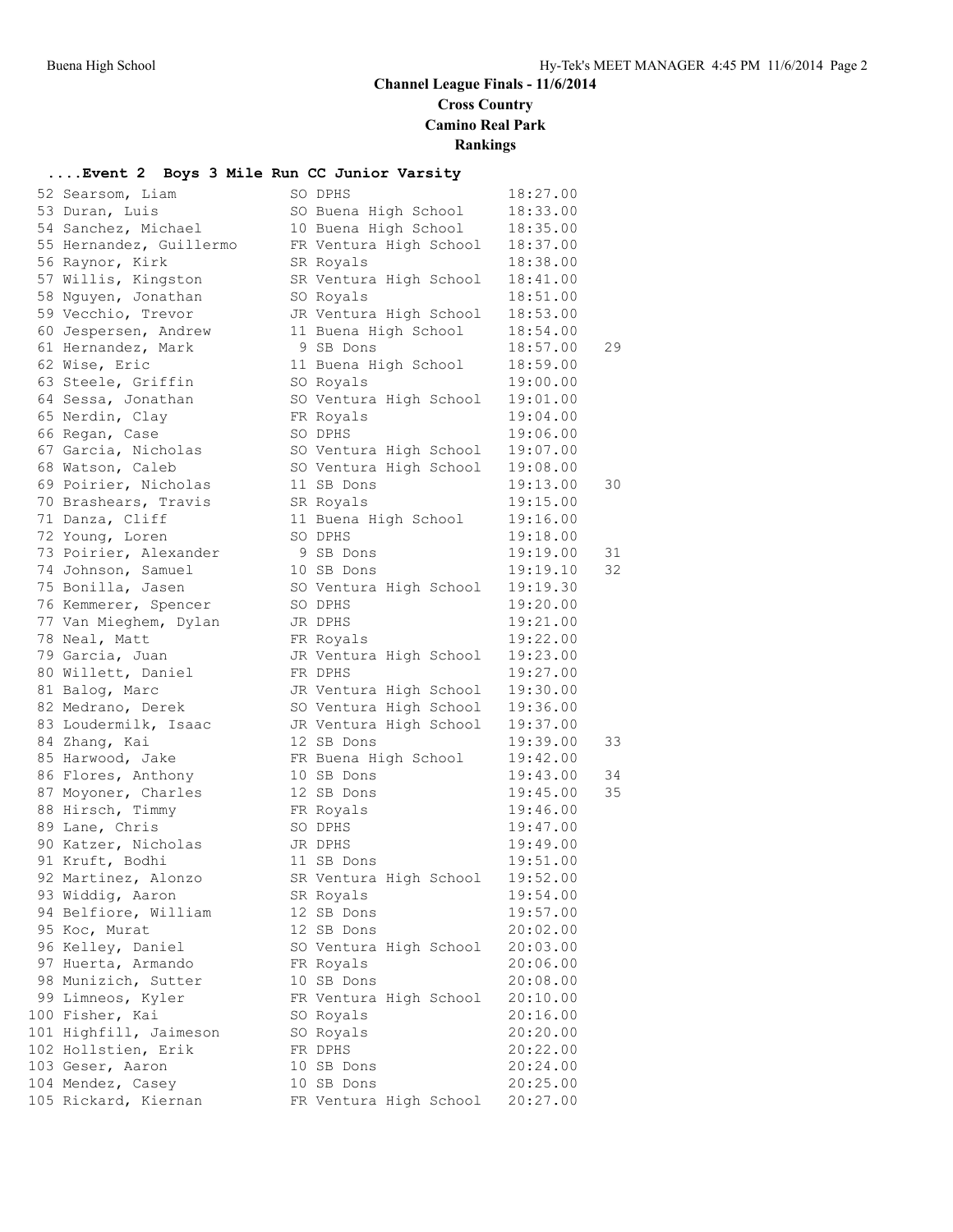# Channel League Finals - 11/6/2014

## Cross Country

## Camino Real Park

## Rankings

### ....Event 2 Boys 3 Mile Run CC Junior Varsity

| Place | Name | Yr | School | Time | Points |
|---|---|---|---|---|---|
| 52 | Searsom, Liam | SO | DPHS | 18:27.00 | |
| 53 | Duran, Luis | SO | Buena High School | 18:33.00 | |
| 54 | Sanchez, Michael | 10 | Buena High School | 18:35.00 | |
| 55 | Hernandez, Guillermo | FR | Ventura High School | 18:37.00 | |
| 56 | Raynor, Kirk | SR | Royals | 18:38.00 | |
| 57 | Willis, Kingston | SR | Ventura High School | 18:41.00 | |
| 58 | Nguyen, Jonathan | SO | Royals | 18:51.00 | |
| 59 | Vecchio, Trevor | JR | Ventura High School | 18:53.00 | |
| 60 | Jespersen, Andrew | 11 | Buena High School | 18:54.00 | |
| 61 | Hernandez, Mark | 9 | SB Dons | 18:57.00 | 29 |
| 62 | Wise, Eric | 11 | Buena High School | 18:59.00 | |
| 63 | Steele, Griffin | SO | Royals | 19:00.00 | |
| 64 | Sessa, Jonathan | SO | Ventura High School | 19:01.00 | |
| 65 | Nerdin, Clay | FR | Royals | 19:04.00 | |
| 66 | Regan, Case | SO | DPHS | 19:06.00 | |
| 67 | Garcia, Nicholas | SO | Ventura High School | 19:07.00 | |
| 68 | Watson, Caleb | SO | Ventura High School | 19:08.00 | |
| 69 | Poirier, Nicholas | 11 | SB Dons | 19:13.00 | 30 |
| 70 | Brashears, Travis | SR | Royals | 19:15.00 | |
| 71 | Danza, Cliff | 11 | Buena High School | 19:16.00 | |
| 72 | Young, Loren | SO | DPHS | 19:18.00 | |
| 73 | Poirier, Alexander | 9 | SB Dons | 19:19.00 | 31 |
| 74 | Johnson, Samuel | 10 | SB Dons | 19:19.10 | 32 |
| 75 | Bonilla, Jasen | SO | Ventura High School | 19:19.30 | |
| 76 | Kemmerer, Spencer | SO | DPHS | 19:20.00 | |
| 77 | Van Mieghem, Dylan | JR | DPHS | 19:21.00 | |
| 78 | Neal, Matt | FR | Royals | 19:22.00 | |
| 79 | Garcia, Juan | JR | Ventura High School | 19:23.00 | |
| 80 | Willett, Daniel | FR | DPHS | 19:27.00 | |
| 81 | Balog, Marc | JR | Ventura High School | 19:30.00 | |
| 82 | Medrano, Derek | SO | Ventura High School | 19:36.00 | |
| 83 | Loudermilk, Isaac | JR | Ventura High School | 19:37.00 | |
| 84 | Zhang, Kai | 12 | SB Dons | 19:39.00 | 33 |
| 85 | Harwood, Jake | FR | Buena High School | 19:42.00 | |
| 86 | Flores, Anthony | 10 | SB Dons | 19:43.00 | 34 |
| 87 | Moyoner, Charles | 12 | SB Dons | 19:45.00 | 35 |
| 88 | Hirsch, Timmy | FR | Royals | 19:46.00 | |
| 89 | Lane, Chris | SO | DPHS | 19:47.00 | |
| 90 | Katzer, Nicholas | JR | DPHS | 19:49.00 | |
| 91 | Kruft, Bodhi | 11 | SB Dons | 19:51.00 | |
| 92 | Martinez, Alonzo | SR | Ventura High School | 19:52.00 | |
| 93 | Widdig, Aaron | SR | Royals | 19:54.00 | |
| 94 | Belfiore, William | 12 | SB Dons | 19:57.00 | |
| 95 | Koc, Murat | 12 | SB Dons | 20:02.00 | |
| 96 | Kelley, Daniel | SO | Ventura High School | 20:03.00 | |
| 97 | Huerta, Armando | FR | Royals | 20:06.00 | |
| 98 | Munizich, Sutter | 10 | SB Dons | 20:08.00 | |
| 99 | Limneos, Kyler | FR | Ventura High School | 20:10.00 | |
| 100 | Fisher, Kai | SO | Royals | 20:16.00 | |
| 101 | Highfill, Jaimeson | SO | Royals | 20:20.00 | |
| 102 | Hollstien, Erik | FR | DPHS | 20:22.00 | |
| 103 | Geser, Aaron | 10 | SB Dons | 20:24.00 | |
| 104 | Mendez, Casey | 10 | SB Dons | 20:25.00 | |
| 105 | Rickard, Kiernan | FR | Ventura High School | 20:27.00 | |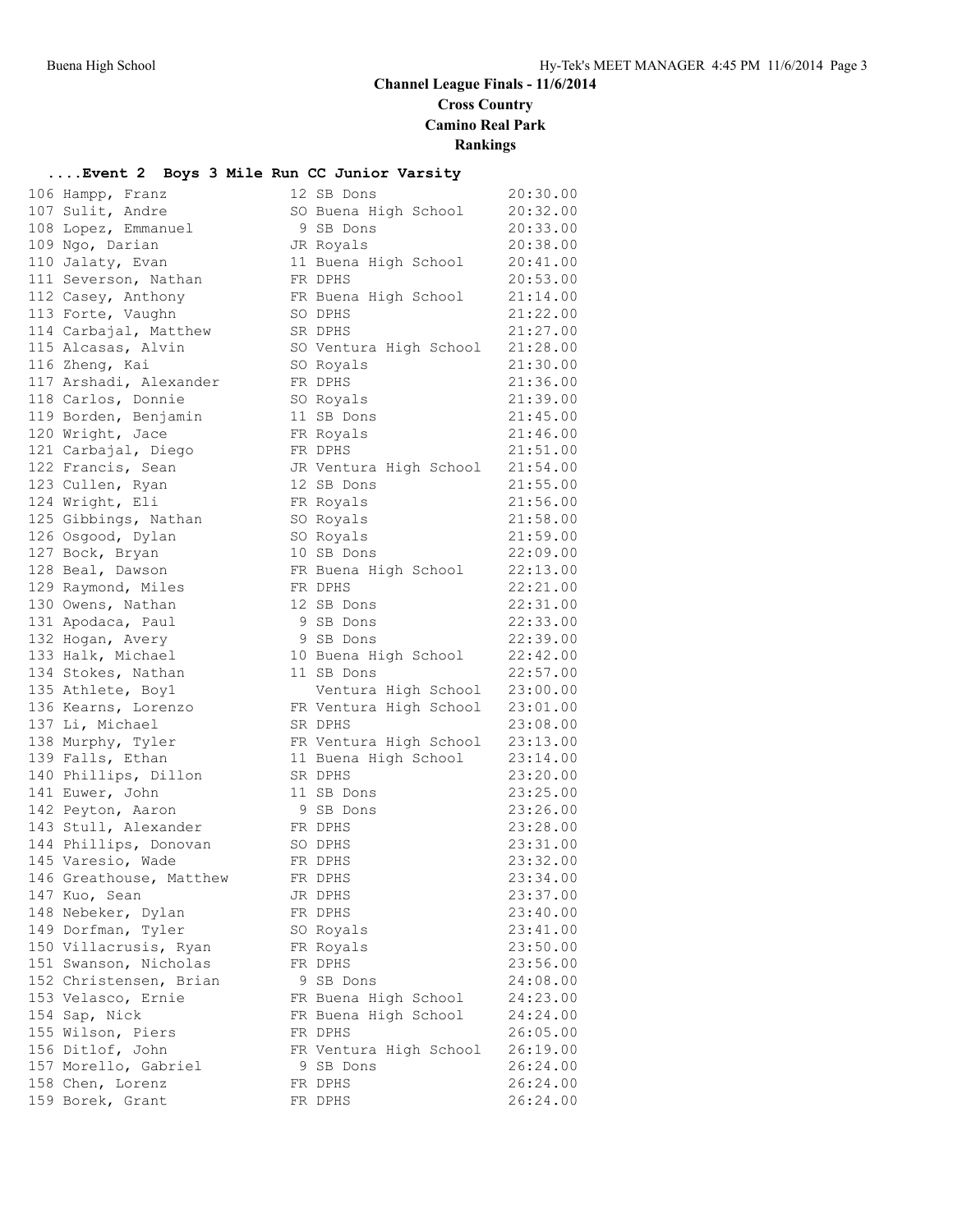# Channel League Finals - 11/6/2014

## Cross Country

## Camino Real Park

## Rankings

### ....Event 2 Boys 3 Mile Run CC Junior Varsity

| Place | Name | Yr | School | Time |
|---|---|---|---|---|
| 106 | Hampp, Franz | 12 | SB Dons | 20:30.00 |
| 107 | Sulit, Andre | SO | Buena High School | 20:32.00 |
| 108 | Lopez, Emmanuel | 9 | SB Dons | 20:33.00 |
| 109 | Ngo, Darian | JR | Royals | 20:38.00 |
| 110 | Jalaty, Evan | 11 | Buena High School | 20:41.00 |
| 111 | Severson, Nathan | FR | DPHS | 20:53.00 |
| 112 | Casey, Anthony | FR | Buena High School | 21:14.00 |
| 113 | Forte, Vaughn | SO | DPHS | 21:22.00 |
| 114 | Carbajal, Matthew | SR | DPHS | 21:27.00 |
| 115 | Alcasas, Alvin | SO | Ventura High School | 21:28.00 |
| 116 | Zheng, Kai | SO | Royals | 21:30.00 |
| 117 | Arshadi, Alexander | FR | DPHS | 21:36.00 |
| 118 | Carlos, Donnie | SO | Royals | 21:39.00 |
| 119 | Borden, Benjamin | 11 | SB Dons | 21:45.00 |
| 120 | Wright, Jace | FR | Royals | 21:46.00 |
| 121 | Carbajal, Diego | FR | DPHS | 21:51.00 |
| 122 | Francis, Sean | JR | Ventura High School | 21:54.00 |
| 123 | Cullen, Ryan | 12 | SB Dons | 21:55.00 |
| 124 | Wright, Eli | FR | Royals | 21:56.00 |
| 125 | Gibbings, Nathan | SO | Royals | 21:58.00 |
| 126 | Osgood, Dylan | SO | Royals | 21:59.00 |
| 127 | Bock, Bryan | 10 | SB Dons | 22:09.00 |
| 128 | Beal, Dawson | FR | Buena High School | 22:13.00 |
| 129 | Raymond, Miles | FR | DPHS | 22:21.00 |
| 130 | Owens, Nathan | 12 | SB Dons | 22:31.00 |
| 131 | Apodaca, Paul | 9 | SB Dons | 22:33.00 |
| 132 | Hogan, Avery | 9 | SB Dons | 22:39.00 |
| 133 | Halk, Michael | 10 | Buena High School | 22:42.00 |
| 134 | Stokes, Nathan | 11 | SB Dons | 22:57.00 |
| 135 | Athlete, Boy1 | | Ventura High School | 23:00.00 |
| 136 | Kearns, Lorenzo | FR | Ventura High School | 23:01.00 |
| 137 | Li, Michael | SR | DPHS | 23:08.00 |
| 138 | Murphy, Tyler | FR | Ventura High School | 23:13.00 |
| 139 | Falls, Ethan | 11 | Buena High School | 23:14.00 |
| 140 | Phillips, Dillon | SR | DPHS | 23:20.00 |
| 141 | Euwer, John | 11 | SB Dons | 23:25.00 |
| 142 | Peyton, Aaron | 9 | SB Dons | 23:26.00 |
| 143 | Stull, Alexander | FR | DPHS | 23:28.00 |
| 144 | Phillips, Donovan | SO | DPHS | 23:31.00 |
| 145 | Varesio, Wade | FR | DPHS | 23:32.00 |
| 146 | Greathouse, Matthew | FR | DPHS | 23:34.00 |
| 147 | Kuo, Sean | JR | DPHS | 23:37.00 |
| 148 | Nebeker, Dylan | FR | DPHS | 23:40.00 |
| 149 | Dorfman, Tyler | SO | Royals | 23:41.00 |
| 150 | Villacrusis, Ryan | FR | Royals | 23:50.00 |
| 151 | Swanson, Nicholas | FR | DPHS | 23:56.00 |
| 152 | Christensen, Brian | 9 | SB Dons | 24:08.00 |
| 153 | Velasco, Ernie | FR | Buena High School | 24:23.00 |
| 154 | Sap, Nick | FR | Buena High School | 24:24.00 |
| 155 | Wilson, Piers | FR | DPHS | 26:05.00 |
| 156 | Ditlof, John | FR | Ventura High School | 26:19.00 |
| 157 | Morello, Gabriel | 9 | SB Dons | 26:24.00 |
| 158 | Chen, Lorenz | FR | DPHS | 26:24.00 |
| 159 | Borek, Grant | FR | DPHS | 26:24.00 |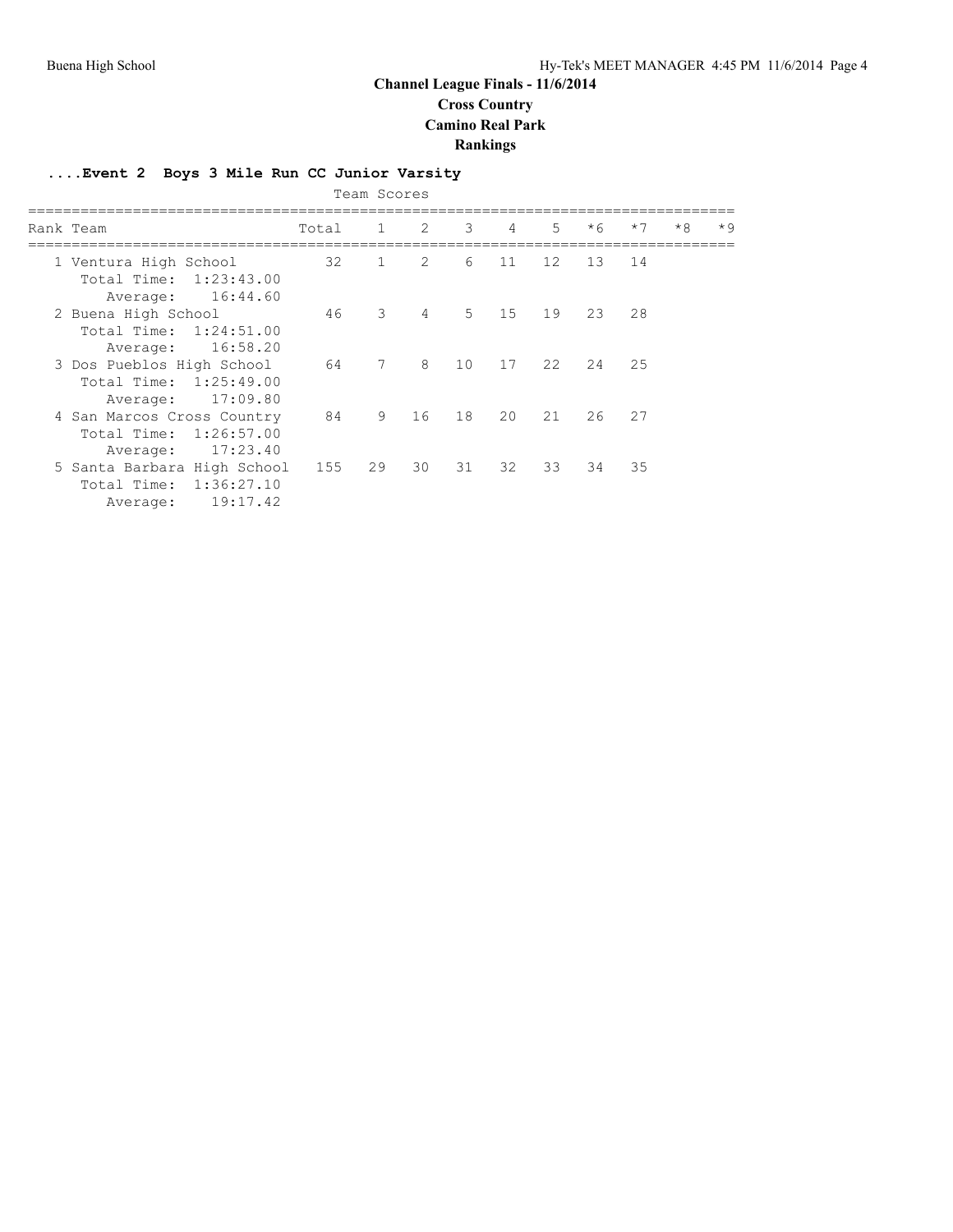# Channel League Finals - 11/6/2014

## Cross Country

## Camino Real Park

## Rankings

### ....Event 2 Boys 3 Mile Run CC Junior Varsity

Team Scores

| Rank | Team | Total | 1 | 2 | 3 | 4 | 5 | *6 | *7 | *8 | *9 |
|---|---|---|---|---|---|---|---|---|---|---|---|
| 1 | Ventura High School | 32 | 1 | 2 | 6 | 11 | 12 | 13 | 14 | | |
| | Total Time: 1:23:43.00 | | | | | | | | | | |
| | Average: 16:44.60 | | | | | | | | | | |
| 2 | Buena High School | 46 | 3 | 4 | 5 | 15 | 19 | 23 | 28 | | |
| | Total Time: 1:24:51.00 | | | | | | | | | | |
| | Average: 16:58.20 | | | | | | | | | | |
| 3 | Dos Pueblos High School | 64 | 7 | 8 | 10 | 17 | 22 | 24 | 25 | | |
| | Total Time: 1:25:49.00 | | | | | | | | | | |
| | Average: 17:09.80 | | | | | | | | | | |
| 4 | San Marcos Cross Country | 84 | 9 | 16 | 18 | 20 | 21 | 26 | 27 | | |
| | Total Time: 1:26:57.00 | | | | | | | | | | |
| | Average: 17:23.40 | | | | | | | | | | |
| 5 | Santa Barbara High School | 155 | 29 | 30 | 31 | 32 | 33 | 34 | 35 | | |
| | Total Time: 1:36:27.10 | | | | | | | | | | |
| | Average: 19:17.42 | | | | | | | | | | |